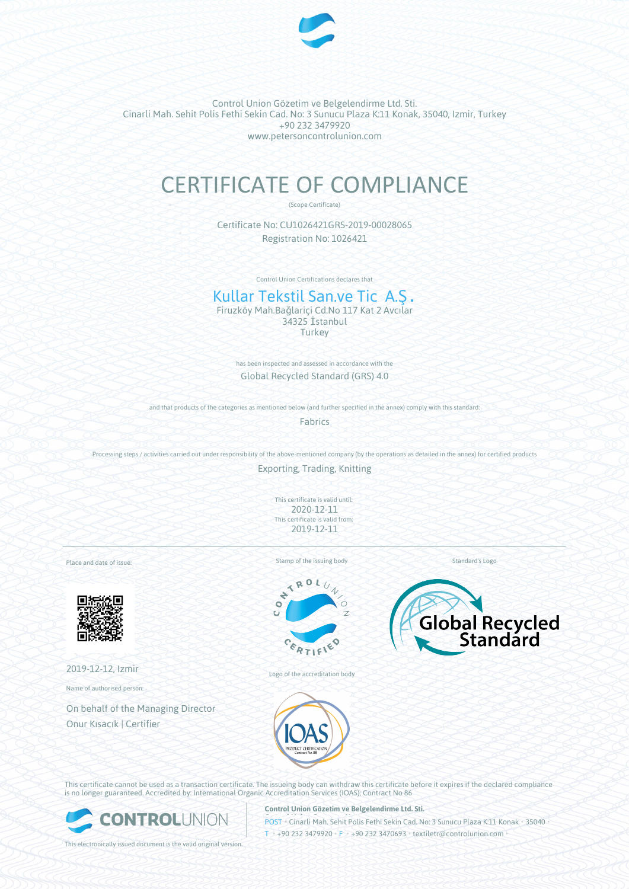Control Union Gözetim ve Belgelendirme Ltd. Sti.
Cinarli Mah. Sehit Polis Fethi Sekin Cad. No: 3 Sunucu Plaza K:11 Konak, 35040, Izmir, Turkey
+90 232 3479920
www.petersoncontrolunion.com

# CERTIFICATE OF COMPLIANCE

(Scope Certificate)

Certificate No: CU1026421GRS-2019-00028065
Registration No: 1026421

Control Union Certifications declares that

## Kullar Tekstil San.ve Tic A.Ş.

Firuzköy Mah.Bağlariçi Cd.No 117 Kat 2 Avcılar
34325 İstanbul
Turkey

has been inspected and assessed in accordance with the

Global Recycled Standard (GRS) 4.0

and that products of the categories as mentioned below (and further specified in the annex) comply with this standard:

Fabrics

Processing steps / activities carried out under responsibility of the above-mentioned company (by the operations as detailed in the annex) for certified products

Exporting, Trading, Knitting

This certificate is valid until:
2020-12-11
This certificate is valid from:
2019-12-11

Place and date of issue:

2019-12-12, Izmir

Name of authorised person:

On behalf of the Managing Director
Onur Kısacık | Certifier

Stamp of the issuing body

Logo of the accreditation body

Standard's Logo

This certificate cannot be used as a transaction certificate. The issueing body can withdraw this certificate before it expires if the declared compliance is no longer guaranteed. Accredited by: International Organic Accreditation Services (IOAS); Contract No 86

This electronically issued document is the valid original version.

**Control Union Gözetim ve Belgelendirme Ltd. Sti.**
POST • Cinarli Mah. Sehit Polis Fethi Sekin Cad. No: 3 Sunucu Plaza K:11 Konak • 35040 •
T • +90 232 3479920 • F • +90 232 3470693 • textiletr@controlunion.com •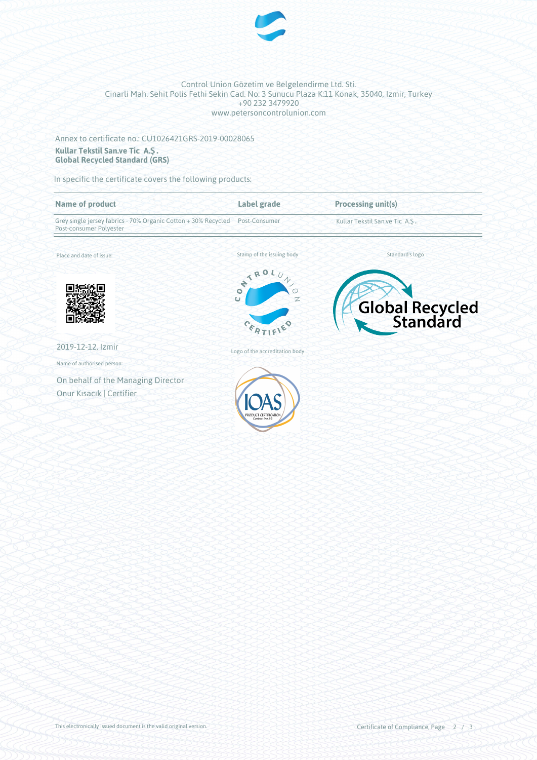Control Union Gözetim ve Belgelendirme Ltd. Sti.
Cinarli Mah. Sehit Polis Fethi Sekin Cad. No: 3 Sunucu Plaza K:11 Konak, 35040, Izmir, Turkey
+90 232 3479920
www.petersoncontrolunion.com

Annex to certificate no.: CU1026421GRS-2019-00028065

**Kullar Tekstil San.ve Tic A.Ş.**
**Global Recycled Standard (GRS)**

In specific the certificate covers the following products:

| Name of product | Label grade | Processing unit(s) |
| --- | --- | --- |
| Grey single jersey fabrics - 70% Organic Cotton + 30% Recycled Post-consumer Polyester | Post-Consumer | Kullar Tekstil San.ve Tic A.Ş. |

Place and date of issue:

2019-12-12, Izmir

Name of authorised person:

On behalf of the Managing Director
Onur Kısacık | Certifier

Stamp of the issuing body

Logo of the accreditation body

Standard's logo

This electronically issued document is the valid original version.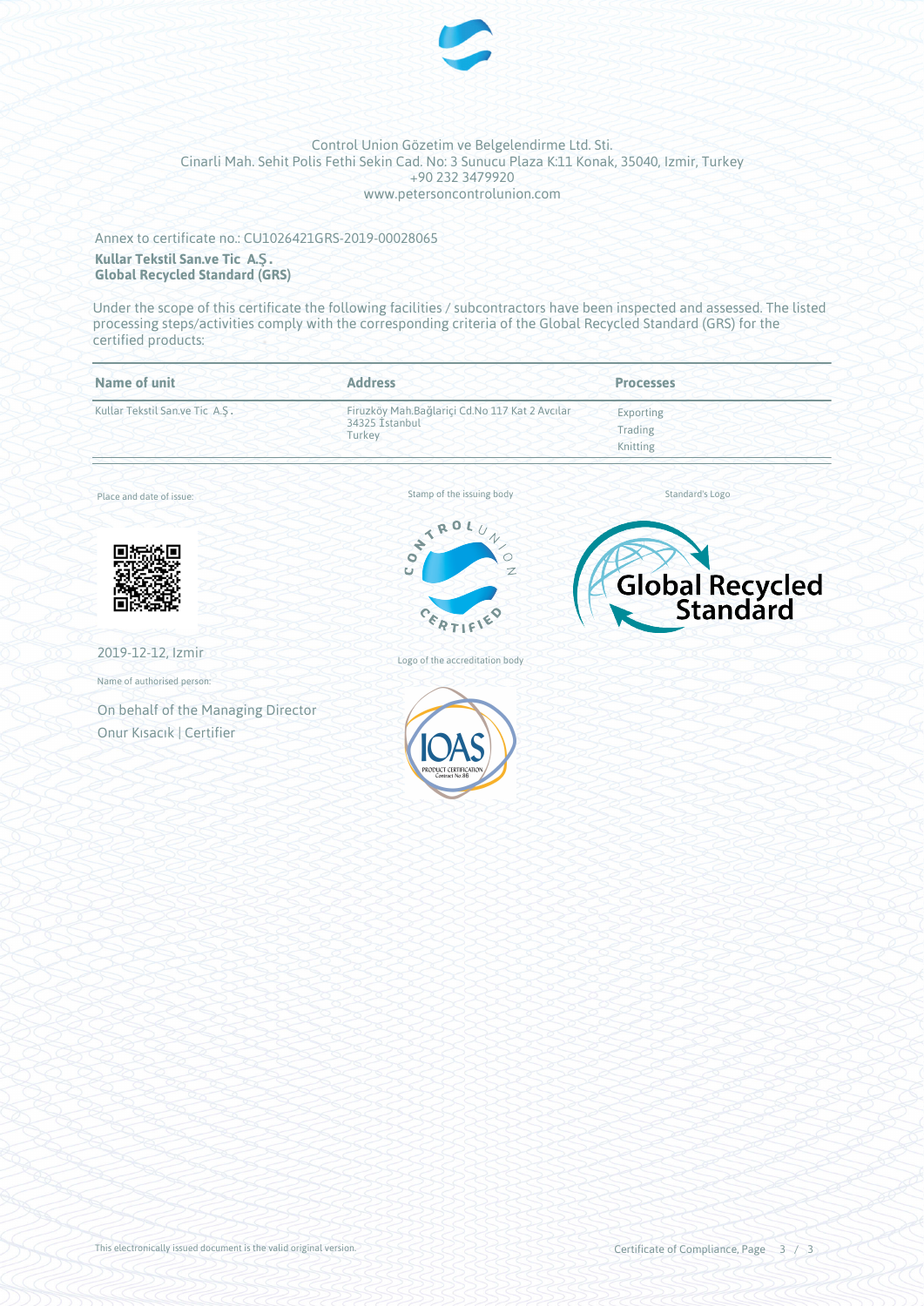Control Union Gözetim ve Belgelendirme Ltd. Sti.
Cinarli Mah. Sehit Polis Fethi Sekin Cad. No: 3 Sunucu Plaza K:11 Konak, 35040, Izmir, Turkey
+90 232 3479920
www.petersoncontrolunion.com

Annex to certificate no.: CU1026421GRS-2019-00028065

**Kullar Tekstil San.ve Tic A.Ş.**
**Global Recycled Standard (GRS)**

Under the scope of this certificate the following facilities / subcontractors have been inspected and assessed. The listed processing steps/activities comply with the corresponding criteria of the Global Recycled Standard (GRS) for the certified products:

| Name of unit | Address | Processes |
|---|---|---|
| Kullar Tekstil San.ve Tic A.Ş. | Firuzköy Mah.Bağlariçi Cd.No 117 Kat 2 Avcılar 34325 İstanbul Turkey | Exporting<br>Trading<br>Knitting |

Place and date of issue:

2019-12-12, Izmir

Name of authorised person:

On behalf of the Managing Director
Onur Kısacık | Certifier

Stamp of the issuing body

Logo of the accreditation body

Standard's Logo

This electronically issued document is the valid original version.